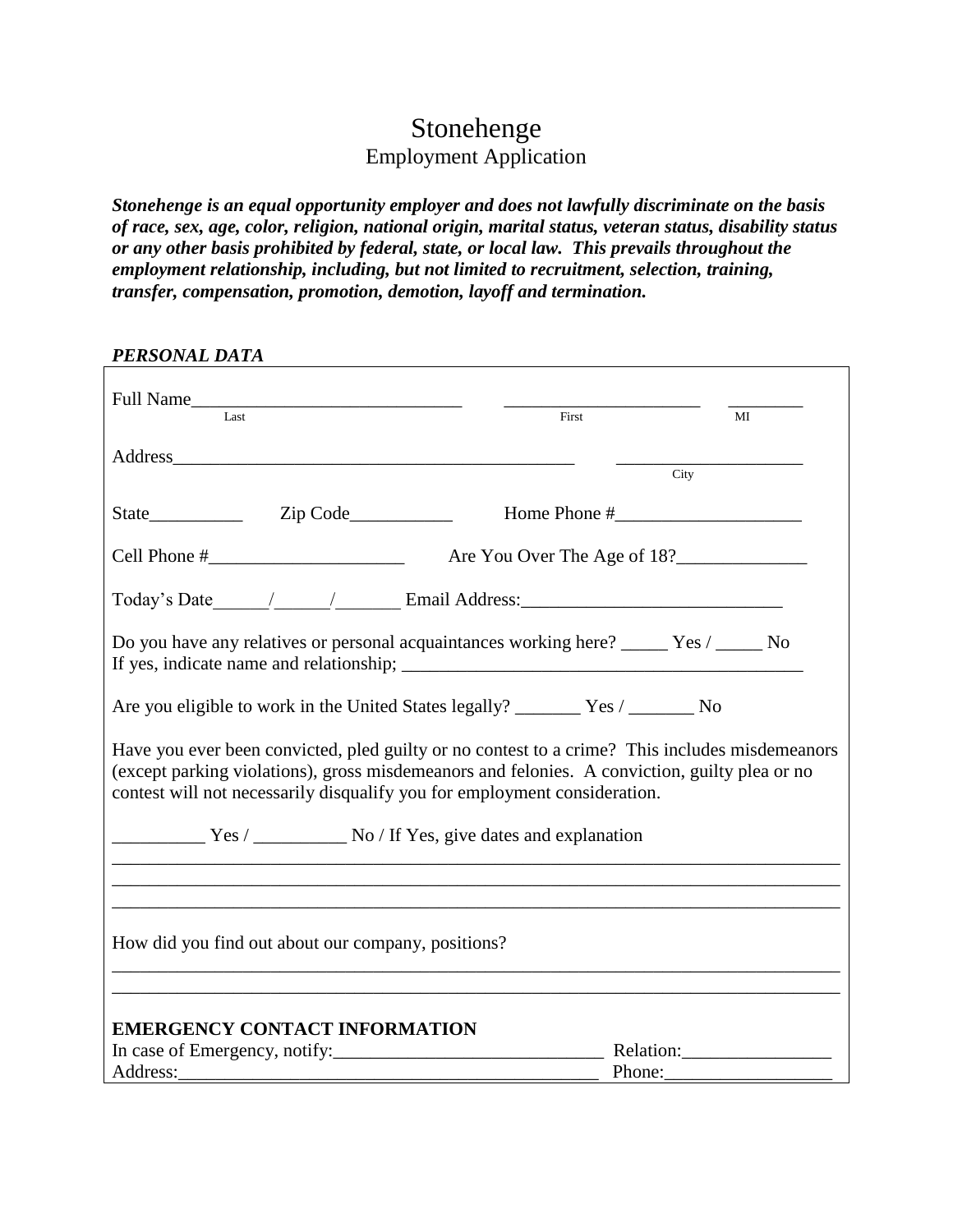# Stonehenge

## Employment Application

***Stonehenge is an equal opportunity employer and does not lawfully discriminate on the basis of race, sex, age, color, religion, national origin, marital status, veteran status, disability status or any other basis prohibited by federal, state, or local law. This prevails throughout the employment relationship, including, but not limited to recruitment, selection, training, transfer, compensation, promotion, demotion, layoff and termination.***

***PERSONAL DATA***

Full Name_____________________________ _____________________ ________
Last First MI

Address_____________________________________________ ____________________
City

State__________ Zip Code___________ Home Phone #____________________

Cell Phone #_____________________ Are You Over The Age of 18?______________

Today's Date______/______/_______ Email Address:___________________________

Do you have any relatives or personal acquaintances working here? _____ Yes / _____ No
If yes, indicate name and relationship; ___________________________________________

Are you eligible to work in the United States legally? _______ Yes / _______ No

Have you ever been convicted, pled guilty or no contest to a crime? This includes misdemeanors (except parking violations), gross misdemeanors and felonies. A conviction, guilty plea or no contest will not necessarily disqualify you for employment consideration.

__________ Yes / __________ No / If Yes, give dates and explanation
______________________________________________________________________________
______________________________________________________________________________
______________________________________________________________________________

How did you find out about our company, positions?
______________________________________________________________________________
______________________________________________________________________________

**EMERGENCY CONTACT INFORMATION**

In case of Emergency, notify:_____________________________ Relation:________________
Address:_____________________________________________ Phone:_________________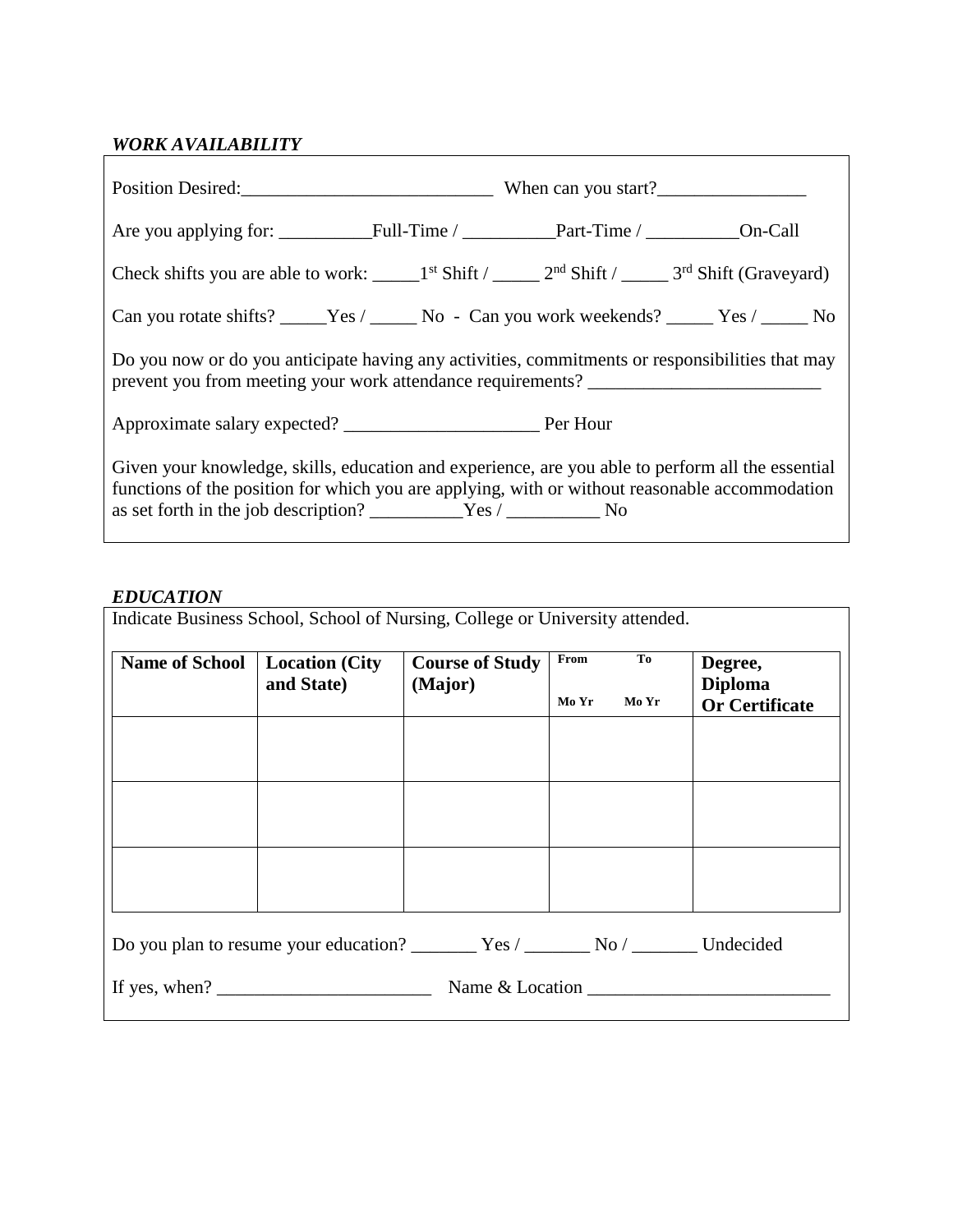***WORK AVAILABILITY***

Position Desired:___________________________ When can you start?________________

Are you applying for: __________Full-Time / __________Part-Time / __________On-Call

Check shifts you are able to work: _____1st Shift / _____ 2nd Shift / _____ 3rd Shift (Graveyard)

Can you rotate shifts? _____Yes / _____ No - Can you work weekends? _____ Yes / _____ No

Do you now or do you anticipate having any activities, commitments or responsibilities that may prevent you from meeting your work attendance requirements? _________________________

Approximate salary expected? _____________________ Per Hour

Given your knowledge, skills, education and experience, are you able to perform all the essential functions of the position for which you are applying, with or without reasonable accommodation as set forth in the job description? __________Yes / __________ No

***EDUCATION***

Indicate Business School, School of Nursing, College or University attended.

| **Name of School** | **Location (City and State)** | **Course of Study (Major)** | **From** Mo Yr | **To** Mo Yr | **Degree, Diploma Or Certificate** |
|---|---|---|---|---|---|
| | | | | | |
| | | | | | |
| | | | | | |

Do you plan to resume your education? _______ Yes / _______ No / _______ Undecided

If yes, when? _______________________ Name & Location __________________________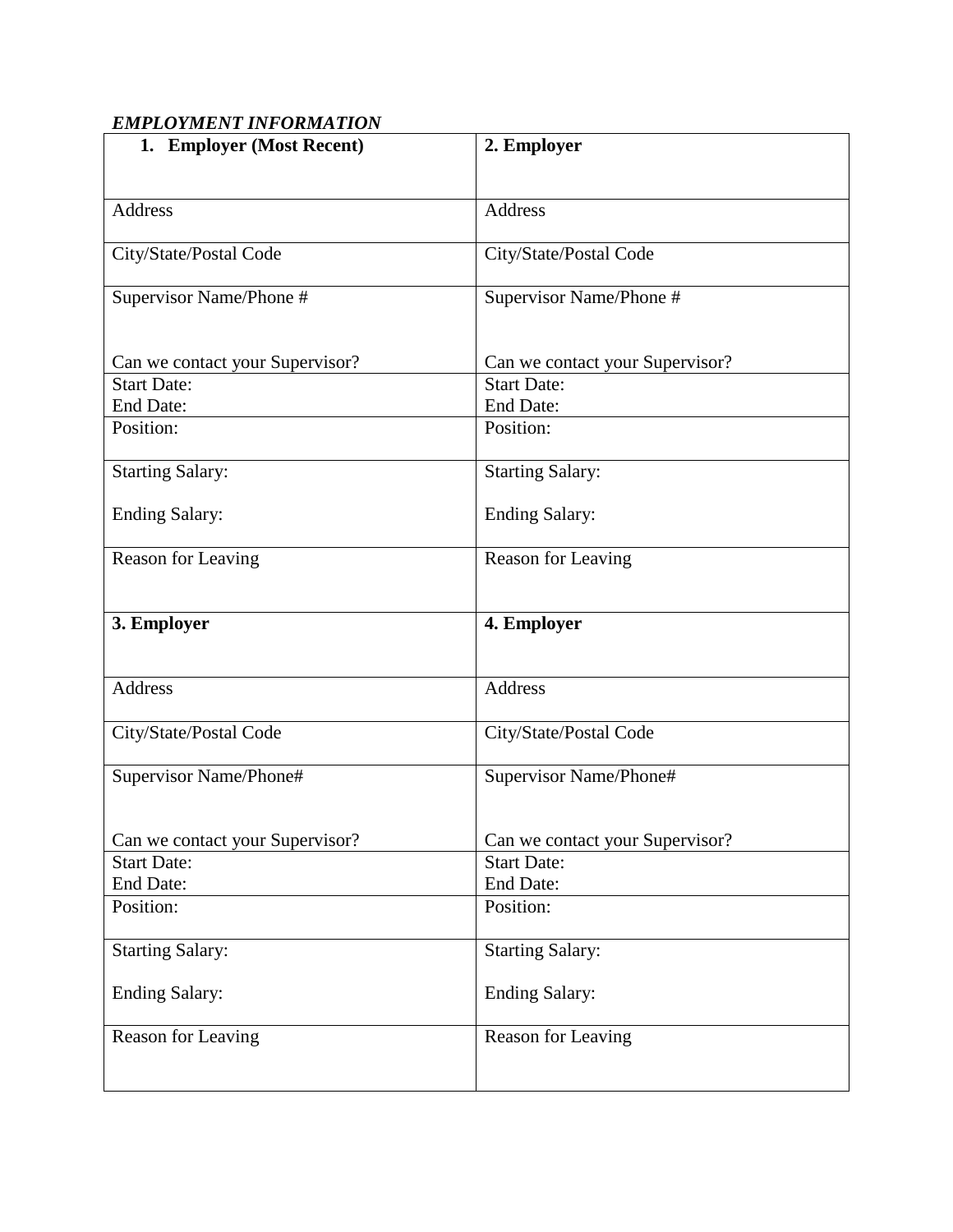***EMPLOYMENT INFORMATION***

| 1. **Employer (Most Recent)** | **2. Employer** |
|---|---|
| Address | Address |
| City/State/Postal Code | City/State/Postal Code |
| Supervisor Name/Phone #<br><br>Can we contact your Supervisor? | Supervisor Name/Phone #<br><br>Can we contact your Supervisor? |
| Start Date:<br>End Date: | Start Date:<br>End Date: |
| Position: | Position: |
| Starting Salary:<br><br>Ending Salary: | Starting Salary:<br><br>Ending Salary: |
| Reason for Leaving | Reason for Leaving |
| **3. Employer** | **4. Employer** |
| Address | Address |
| City/State/Postal Code | City/State/Postal Code |
| Supervisor Name/Phone#<br><br>Can we contact your Supervisor? | Supervisor Name/Phone#<br><br>Can we contact your Supervisor? |
| Start Date:<br>End Date: | Start Date:<br>End Date: |
| Position: | Position: |
| Starting Salary:<br><br>Ending Salary: | Starting Salary:<br><br>Ending Salary: |
| Reason for Leaving | Reason for Leaving |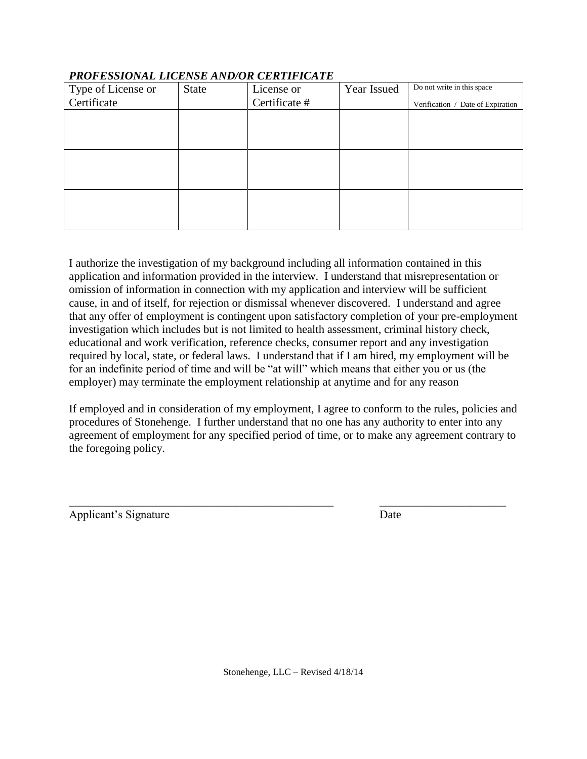***PROFESSIONAL LICENSE AND/OR CERTIFICATE***

| Type of License or Certificate | State | License or Certificate # | Year Issued | Do not write in this space<br>Verification / Date of Expiration |
|---|---|---|---|---|
| | | | | |
| | | | | |
| | | | | |

I authorize the investigation of my background including all information contained in this application and information provided in the interview. I understand that misrepresentation or omission of information in connection with my application and interview will be sufficient cause, in and of itself, for rejection or dismissal whenever discovered. I understand and agree that any offer of employment is contingent upon satisfactory completion of your pre-employment investigation which includes but is not limited to health assessment, criminal history check, educational and work verification, reference checks, consumer report and any investigation required by local, state, or federal laws. I understand that if I am hired, my employment will be for an indefinite period of time and will be "at will" which means that either you or us (the employer) may terminate the employment relationship at anytime and for any reason

If employed and in consideration of my employment, I agree to conform to the rules, policies and procedures of Stonehenge. I further understand that no one has any authority to enter into any agreement of employment for any specified period of time, or to make any agreement contrary to the foregoing policy.

_______________________________________________ ______________________

Applicant's Signature Date

Stonehenge, LLC – Revised 4/18/14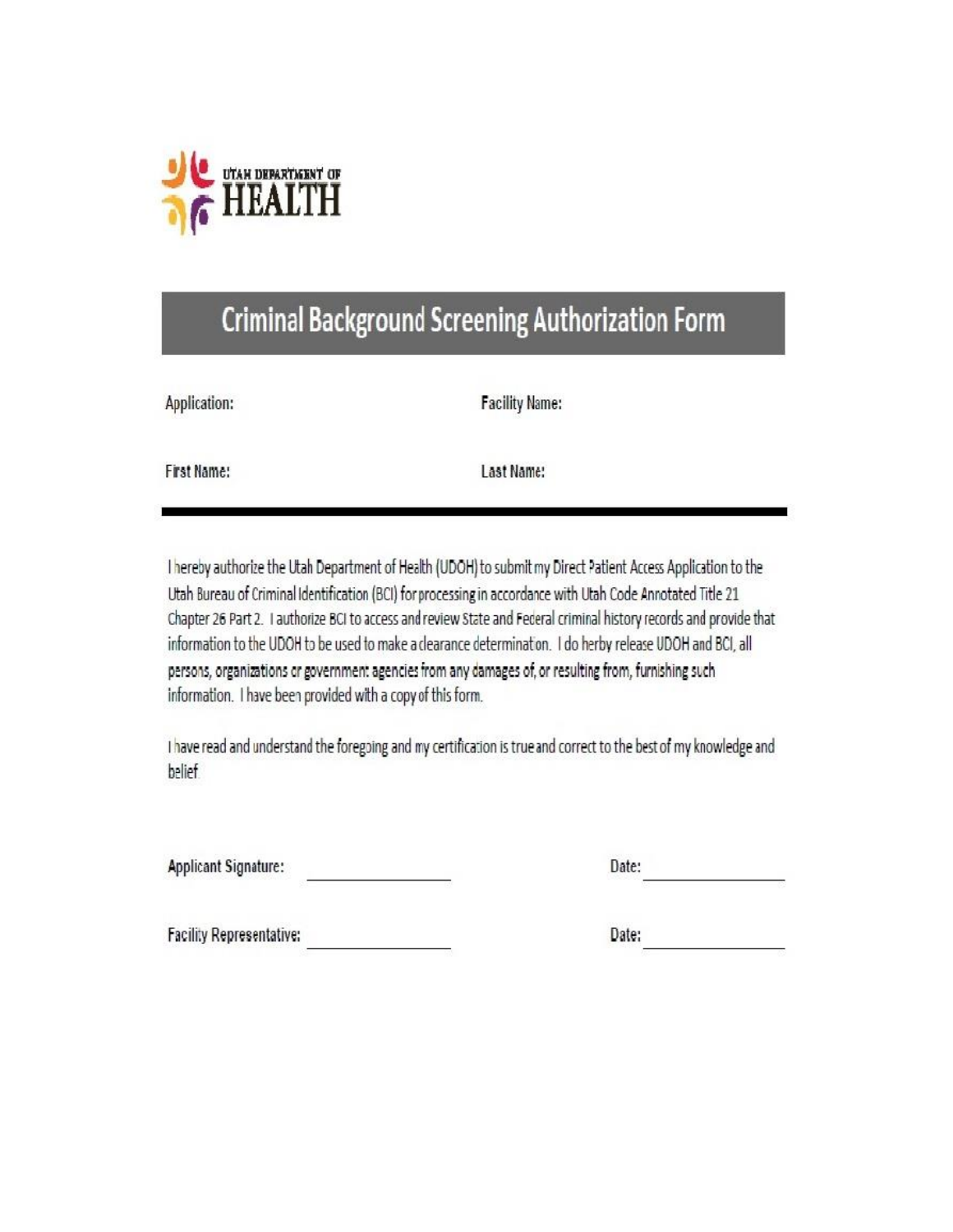UTAH DEPARTMENT OF HEALTH

# Criminal Background Screening Authorization Form

Application: Facility Name:

First Name: Last Name:

---

I hereby authorize the Utah Department of Health (UDOH) to submit my Direct Patient Access Application to the Utah Bureau of Criminal Identification (BCI) for processing in accordance with Utah Code Annotated Title 21 Chapter 26 Part 2. I authorize BCI to access and review State and Federal criminal history records and provide that information to the UDOH to be used to make a clearance determination. I do herby release UDOH and BCI, all persons, organizations or government agencies from any damages of, or resulting from, furnishing such information. I have been provided with a copy of this form.

I have read and understand the foregoing and my certification is true and correct to the best of my knowledge and belief.

Applicant Signature: ________________ Date: ________________

Facility Representative: ________________ Date: ________________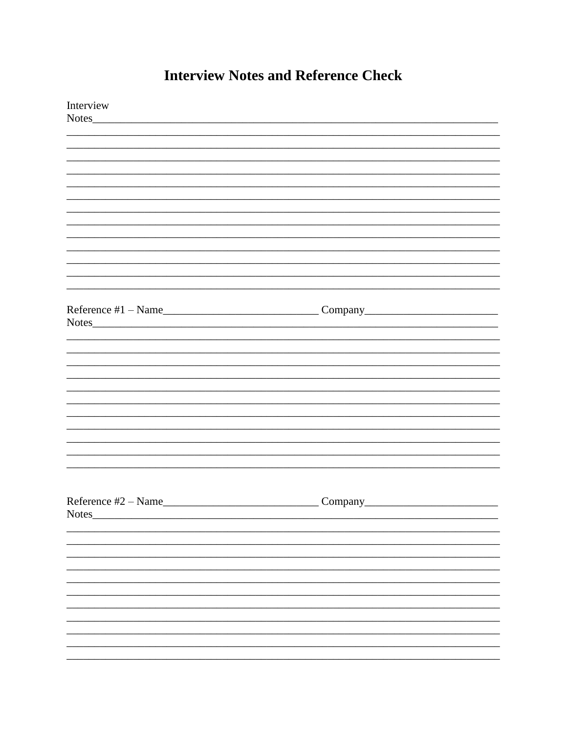# Interview Notes and Reference Check

Interview
Notes_______________________________________________________________________________

_______________________________________________________________________________

_______________________________________________________________________________

_______________________________________________________________________________

_______________________________________________________________________________

_______________________________________________________________________________

_______________________________________________________________________________

_______________________________________________________________________________

_______________________________________________________________________________

_______________________________________________________________________________

_______________________________________________________________________________

_______________________________________________________________________________

_______________________________________________________________________________

_______________________________________________________________________________

Reference #1 – Name____________________________ Company________________________
Notes_______________________________________________________________________________

_______________________________________________________________________________

_______________________________________________________________________________

_______________________________________________________________________________

_______________________________________________________________________________

_______________________________________________________________________________

_______________________________________________________________________________

_______________________________________________________________________________

_______________________________________________________________________________

_______________________________________________________________________________

_______________________________________________________________________________

Reference #2 – Name____________________________ Company________________________
Notes_______________________________________________________________________________

_______________________________________________________________________________

_______________________________________________________________________________

_______________________________________________________________________________

_______________________________________________________________________________

_______________________________________________________________________________

_______________________________________________________________________________

_______________________________________________________________________________

_______________________________________________________________________________

_______________________________________________________________________________

_______________________________________________________________________________

_______________________________________________________________________________